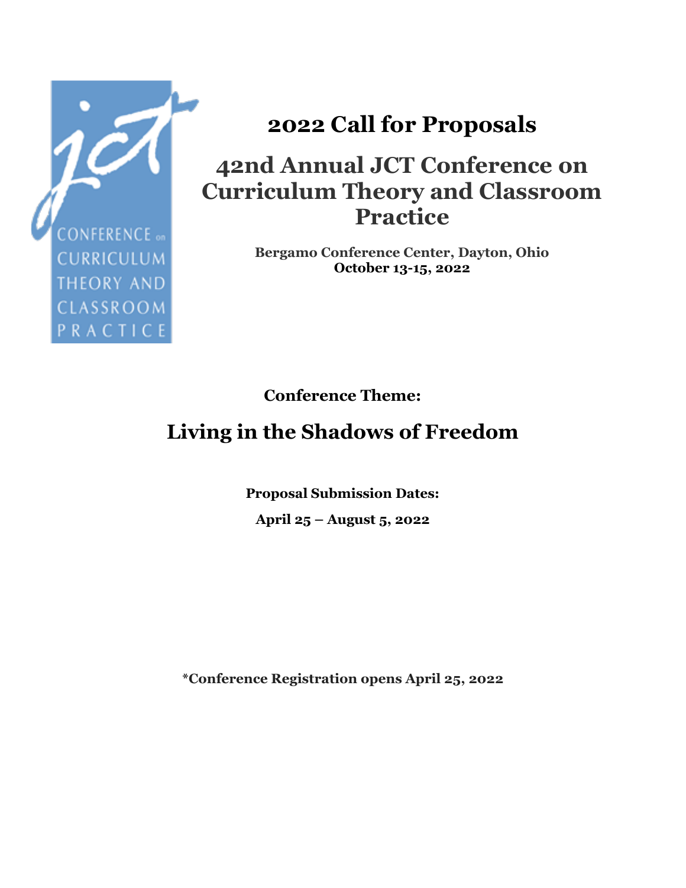# 2022 Call for Proposals

## 42nd Annual JCT Conference on Curriculum Theory and Classroom Practice

**Bergamo Conference Center, Dayton, Ohio**
**October 13-15, 2022**

**Conference Theme:**

## Living in the Shadows of Freedom

**Proposal Submission Dates:**

**April 25 – August 5, 2022**

**\*Conference Registration opens April 25, 2022**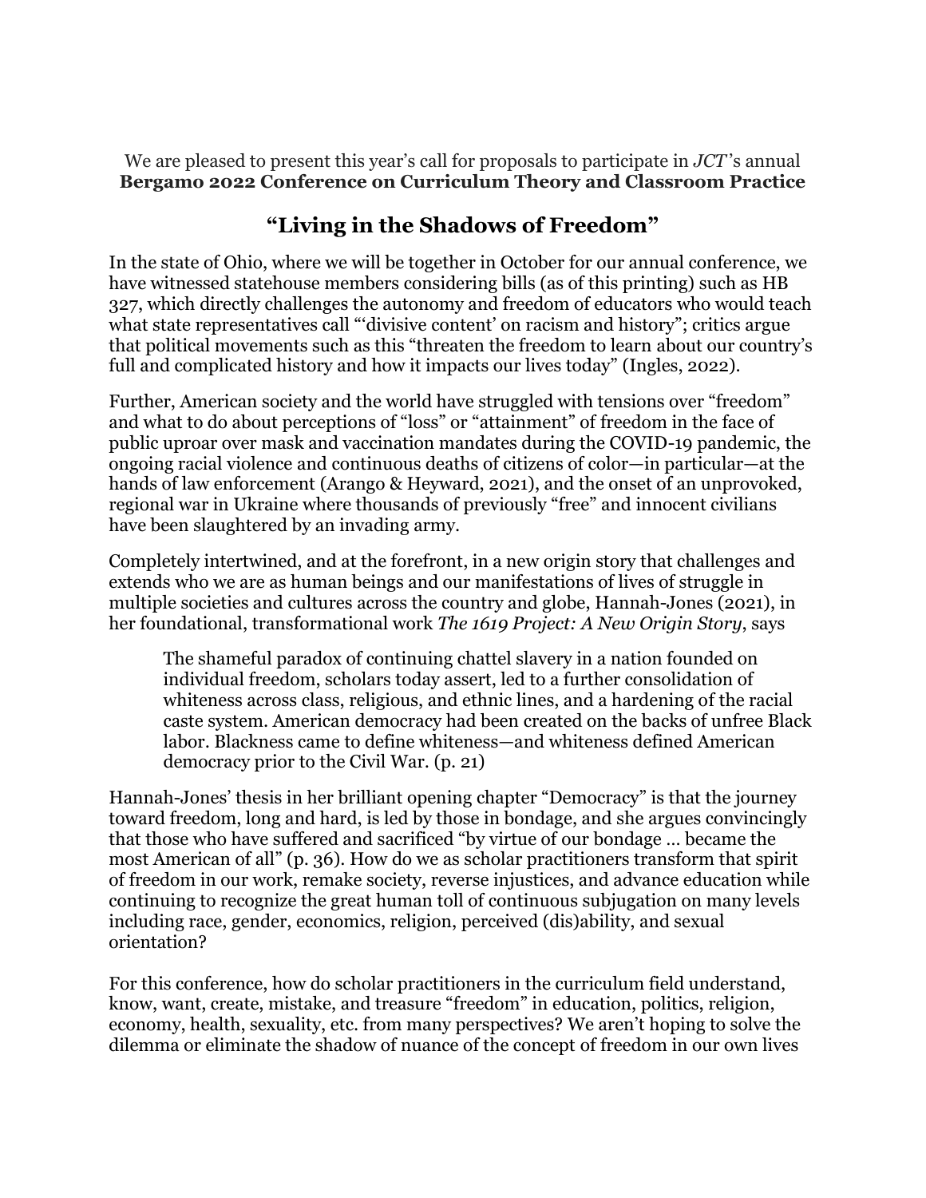We are pleased to present this year's call for proposals to participate in *JCT*'s annual **Bergamo 2022 Conference on Curriculum Theory and Classroom Practice**

## "Living in the Shadows of Freedom"

In the state of Ohio, where we will be together in October for our annual conference, we have witnessed statehouse members considering bills (as of this printing) such as HB 327, which directly challenges the autonomy and freedom of educators who would teach what state representatives call "'divisive content' on racism and history"; critics argue that political movements such as this "threaten the freedom to learn about our country's full and complicated history and how it impacts our lives today" (Ingles, 2022).

Further, American society and the world have struggled with tensions over "freedom" and what to do about perceptions of "loss" or "attainment" of freedom in the face of public uproar over mask and vaccination mandates during the COVID-19 pandemic, the ongoing racial violence and continuous deaths of citizens of color—in particular—at the hands of law enforcement (Arango & Heyward, 2021), and the onset of an unprovoked, regional war in Ukraine where thousands of previously "free" and innocent civilians have been slaughtered by an invading army.

Completely intertwined, and at the forefront, in a new origin story that challenges and extends who we are as human beings and our manifestations of lives of struggle in multiple societies and cultures across the country and globe, Hannah-Jones (2021), in her foundational, transformational work *The 1619 Project: A New Origin Story*, says

> The shameful paradox of continuing chattel slavery in a nation founded on individual freedom, scholars today assert, led to a further consolidation of whiteness across class, religious, and ethnic lines, and a hardening of the racial caste system. American democracy had been created on the backs of unfree Black labor. Blackness came to define whiteness—and whiteness defined American democracy prior to the Civil War. (p. 21)

Hannah-Jones' thesis in her brilliant opening chapter "Democracy" is that the journey toward freedom, long and hard, is led by those in bondage, and she argues convincingly that those who have suffered and sacrificed "by virtue of our bondage ... became the most American of all" (p. 36). How do we as scholar practitioners transform that spirit of freedom in our work, remake society, reverse injustices, and advance education while continuing to recognize the great human toll of continuous subjugation on many levels including race, gender, economics, religion, perceived (dis)ability, and sexual orientation?

For this conference, how do scholar practitioners in the curriculum field understand, know, want, create, mistake, and treasure "freedom" in education, politics, religion, economy, health, sexuality, etc. from many perspectives? We aren't hoping to solve the dilemma or eliminate the shadow of nuance of the concept of freedom in our own lives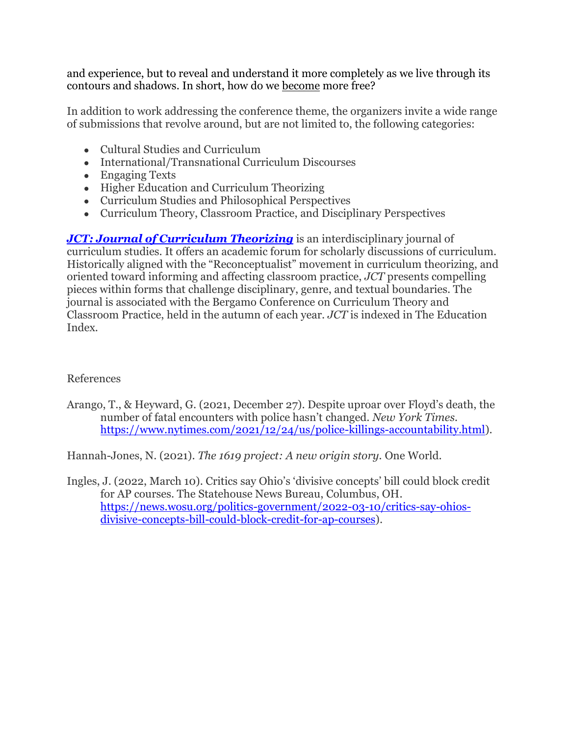and experience, but to reveal and understand it more completely as we live through its contours and shadows. In short, how do we <u>become</u> more free?

In addition to work addressing the conference theme, the organizers invite a wide range of submissions that revolve around, but are not limited to, the following categories:

- Cultural Studies and Curriculum
- International/Transnational Curriculum Discourses
- Engaging Texts
- Higher Education and Curriculum Theorizing
- Curriculum Studies and Philosophical Perspectives
- Curriculum Theory, Classroom Practice, and Disciplinary Perspectives

***JCT: Journal of Curriculum Theorizing*** is an interdisciplinary journal of curriculum studies. It offers an academic forum for scholarly discussions of curriculum. Historically aligned with the "Reconceptualist" movement in curriculum theorizing, and oriented toward informing and affecting classroom practice, *JCT* presents compelling pieces within forms that challenge disciplinary, genre, and textual boundaries. The journal is associated with the Bergamo Conference on Curriculum Theory and Classroom Practice, held in the autumn of each year. *JCT* is indexed in The Education Index.

References

Arango, T., & Heyward, G. (2021, December 27). Despite uproar over Floyd's death, the number of fatal encounters with police hasn't changed. *New York Times*. https://www.nytimes.com/2021/12/24/us/police-killings-accountability.html).

Hannah-Jones, N. (2021). *The 1619 project: A new origin story.* One World.

Ingles, J. (2022, March 10). Critics say Ohio's 'divisive concepts' bill could block credit for AP courses. The Statehouse News Bureau, Columbus, OH. https://news.wosu.org/politics-government/2022-03-10/critics-say-ohios-divisive-concepts-bill-could-block-credit-for-ap-courses).